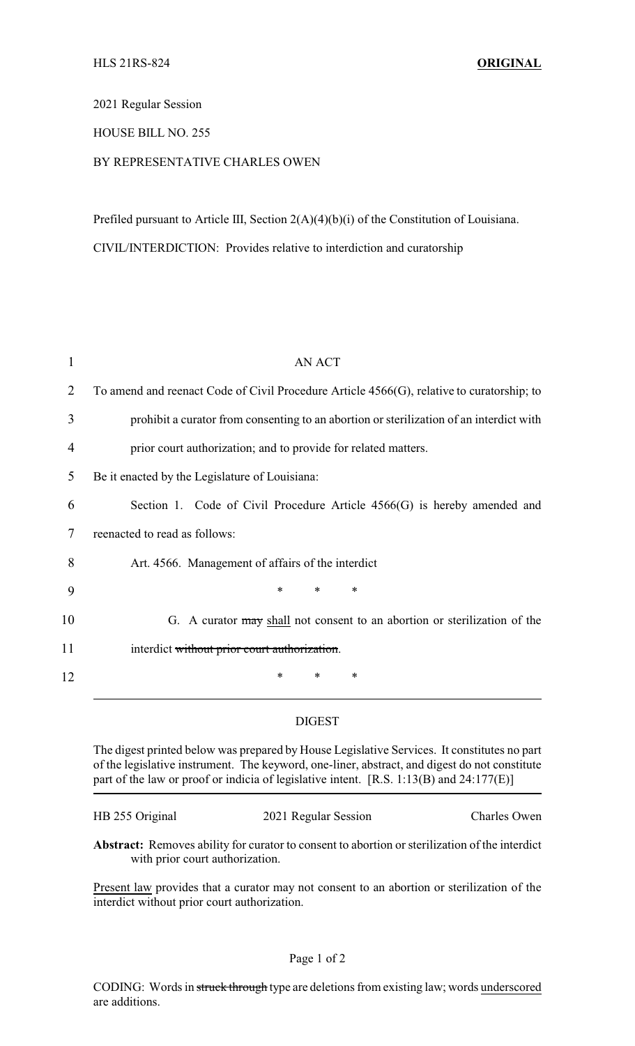HLS 21RS-824 **ORIGINAL**

2021 Regular Session

HOUSE BILL NO. 255

BY REPRESENTATIVE CHARLES OWEN

Prefiled pursuant to Article III, Section 2(A)(4)(b)(i) of the Constitution of Louisiana.

CIVIL/INTERDICTION: Provides relative to interdiction and curatorship

AN ACT

To amend and reenact Code of Civil Procedure Article 4566(G), relative to curatorship; to prohibit a curator from consenting to an abortion or sterilization of an interdict with prior court authorization; and to provide for related matters.

Be it enacted by the Legislature of Louisiana:

Section 1. Code of Civil Procedure Article 4566(G) is hereby amended and reenacted to read as follows:

Art. 4566. Management of affairs of the interdict

\* \* \*

G. A curator ~~may~~ <u>shall</u> not consent to an abortion or sterilization of the interdict ~~without prior court authorization~~.

\* \* \*

---

DIGEST

The digest printed below was prepared by House Legislative Services. It constitutes no part of the legislative instrument. The keyword, one-liner, abstract, and digest do not constitute part of the law or proof or indicia of legislative intent. [R.S. 1:13(B) and 24:177(E)]

HB 255 Original — 2021 Regular Session — Charles Owen

**Abstract:** Removes ability for curator to consent to abortion or sterilization of the interdict with prior court authorization.

<u>Present law</u> provides that a curator may not consent to an abortion or sterilization of the interdict without prior court authorization.

CODING: Words in ~~struck through~~ type are deletions from existing law; words <u>underscored</u> are additions.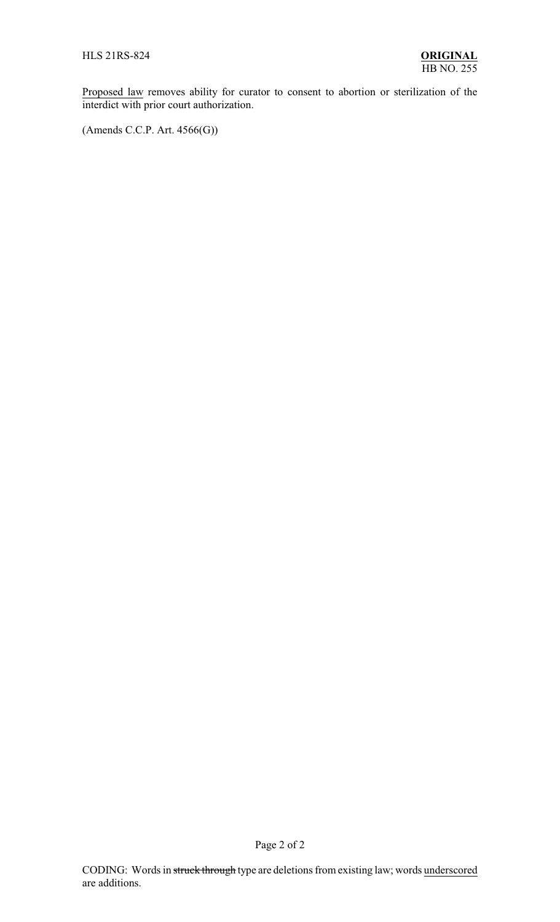Proposed law removes ability for curator to consent to abortion or sterilization of the interdict with prior court authorization.

(Amends C.C.P. Art. 4566(G))